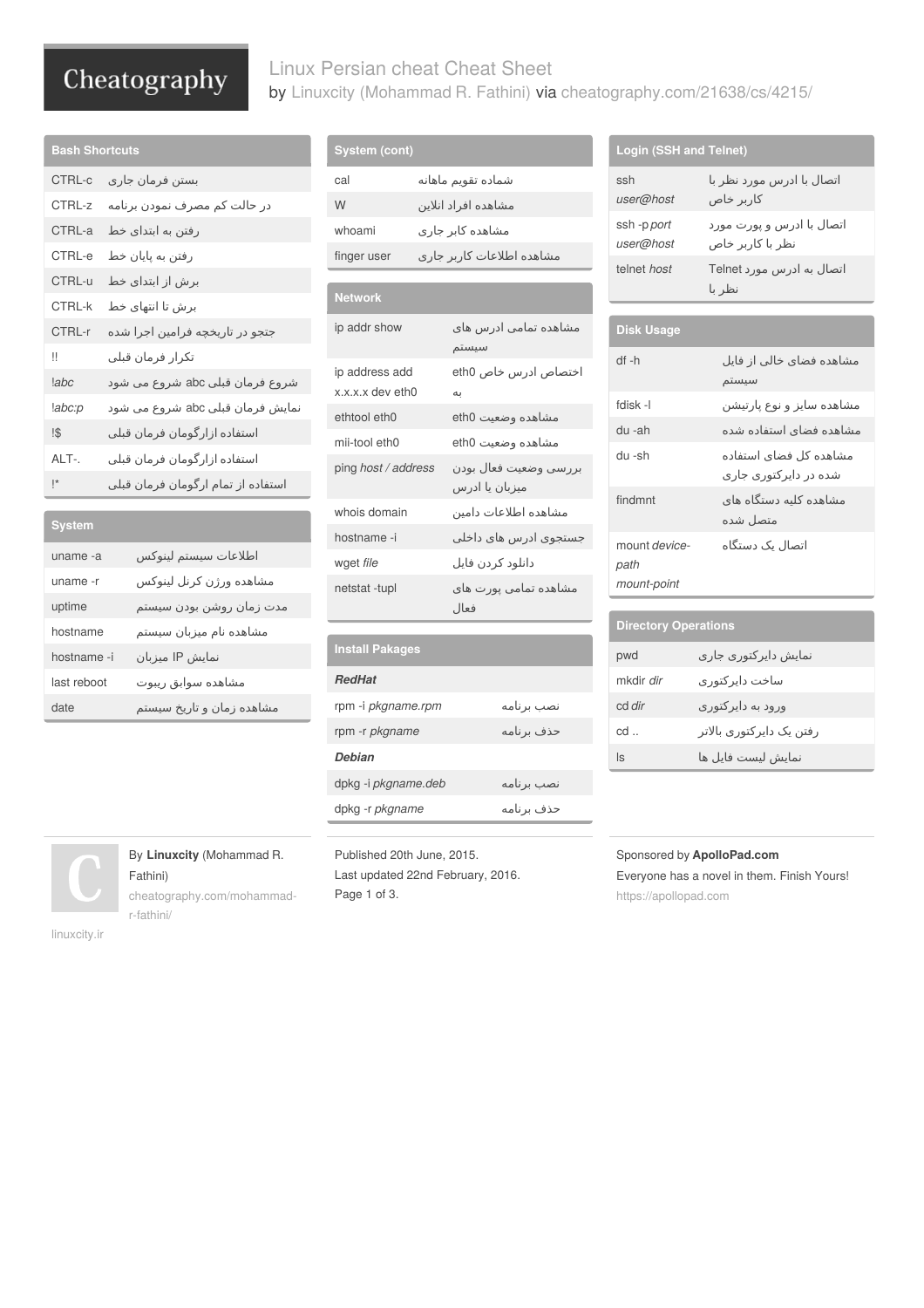# Linux Persian cheat Cheat Sheet

by Linuxcity (Mohammad R. Fathini) via cheatography.com/21638/cs/4215/

## Bash Shortcuts

| | |
|---|---|
| CTRL-c | بستن فرمان جاری |
| CTRL-z | در حالت کم مصرف نمودن برنامه |
| CTRL-a | رفتن به ابتدای خط |
| CTRL-e | رفتن به پایان خط |
| CTRL-u | برش از ابتدای خط |
| CTRL-k | برش تا انتهای خط |
| CTRL-r | جتجو در تاریخچه فرامین اجرا شده |
| !! | تکرار فرمان قبلی |
| !*abc* | شروع فرمان قبلی abc شروع می شود |
| !*abc:p* | نمایش فرمان قبلی abc شروع می شود |
| !$ | استفاده ازارگومان فرمان قبلی |
| ALT-. | استفاده ازارگومان فرمان قبلی |
| !* | استفاده از تمام ارگومان فرمان قبلی |

## System

| | |
|---|---|
| uname -a | اطلاعات سیستم لینوکس |
| uname -r | مشاهده ورژن کرنل لینوکس |
| uptime | مدت زمان روشن بودن سیستم |
| hostname | مشاهده نام میزبان سیستم |
| hostname -i | نمایش IP میزبان |
| last reboot | مشاهده سوابق ریبوت |
| date | مشاهده زمان و تاریخ سیستم |

## System (cont)

| | |
|---|---|
| cal | شماده تقویم ماهانه |
| W | مشاهده افراد انلاین |
| whoami | مشاهده کابر جاری |
| finger user | مشاهده اطلاعات کاربر جاری |

## Network

| | |
|---|---|
| ip addr show | مشاهده تمامی ادرس های سیستم |
| ip address add x.x.x.x dev eth0 | اختصاص ادرس خاص eth0 به |
| ethtool eth0 | مشاهده وضعیت eth0 |
| mii-tool eth0 | مشاهده وضعیت eth0 |
| ping *host / address* | بررسی وضعیت فعال بودن میزبان یا ادرس |
| whois domain | مشاهده اطلاعات دامین |
| hostname -i | جستجوی ادرس های داخلی |
| wget *file* | دانلود کردن فایل |
| netstat -tupl | مشاهده تمامی پورت های فعال |

## Install Pakages

| | |
|---|---|
| ***RedHat*** | |
| rpm -i *pkgname.rpm* | نصب برنامه |
| rpm -r *pkgname* | حذف برنامه |
| ***Debian*** | |
| dpkg -i *pkgname.deb* | نصب برنامه |
| dpkg -r *pkgname* | حذف برنامه |

## Login (SSH and Telnet)

| | |
|---|---|
| ssh *user@host* | اتصال با ادرس مورد نظر با کاربر خاص |
| ssh -p*port* *user@host* | اتصال با ادرس و پورت مورد نظر با کاربر خاص |
| telnet *host* | اتصال به ادرس مورد Telnet نظر با |

## Disk Usage

| | |
|---|---|
| df -h | مشاهده فضای خالی از فایل سیستم |
| fdisk -l | مشاهده سایز و نوع پارتیشن |
| du -ah | مشاهده فضای استفاده شده |
| du -sh | مشاهده کل فضای استفاده شده در دایرکتوری جاری |
| findmnt | مشاهده کلیه دستگاه های متصل شده |
| mount *device-path mount-point* | اتصال یک دستگاه |

## Directory Operations

| | |
|---|---|
| pwd | نمایش دایرکتوری جاری |
| mkdir *dir* | ساخت دایرکتوری |
| cd *dir* | ورود به دایرکتوری |
| cd .. | رفتن یک دایرکتوری بالاتر |
| ls | نمایش لیست فایل ها |

By **Linuxcity** (Mohammad R. Fathini)
cheatography.com/mohammad-r-fathini/
linuxcity.ir

Published 20th June, 2015.
Last updated 22nd February, 2016.

Sponsored by **ApolloPad.com**
Everyone has a novel in them. Finish Yours!
https://apollopad.com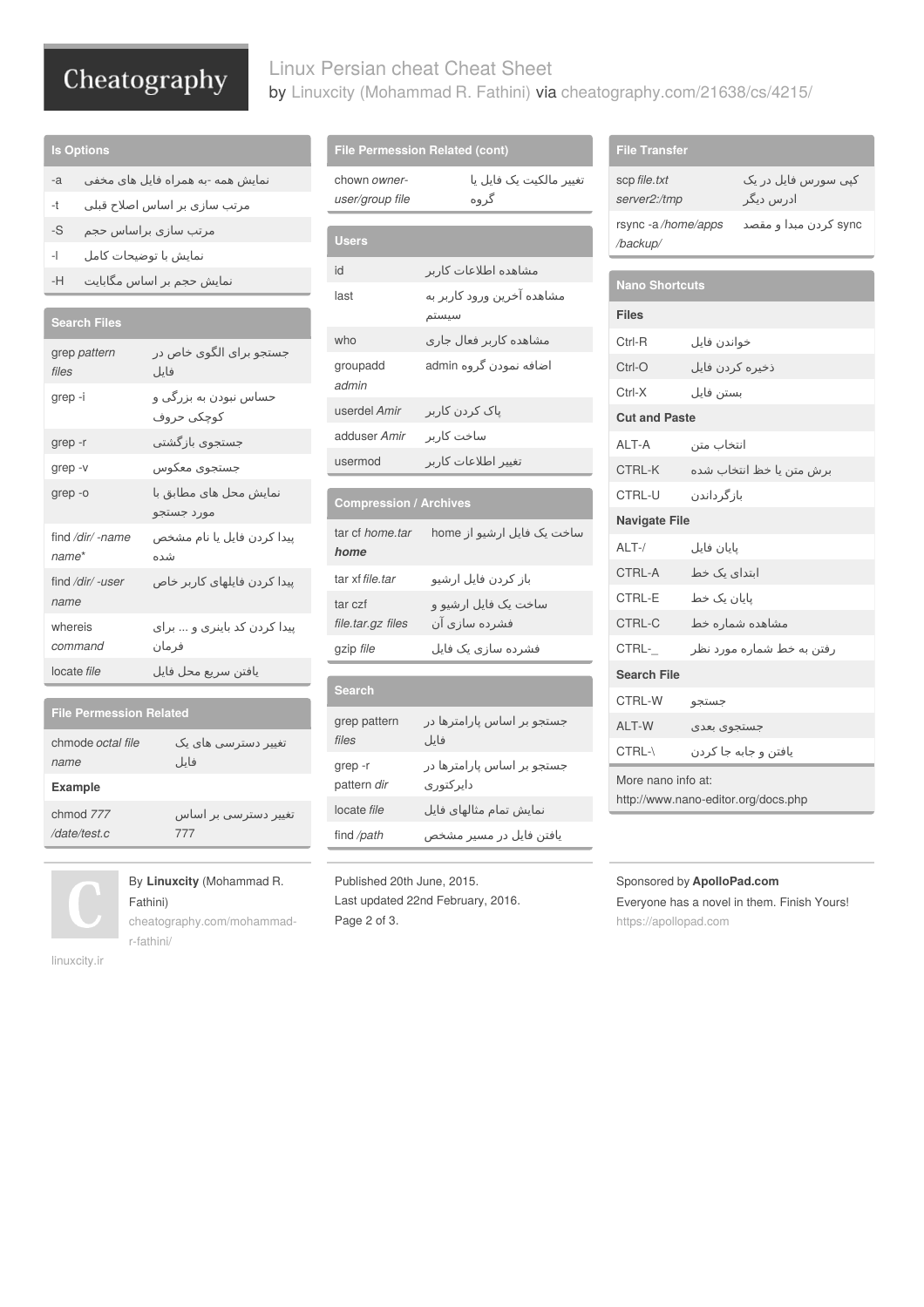## ls Options

| | |
|---|---|
| -a | نمایش همه -به همراه فایل های مخفی |
| -t | مرتب سازی بر اساس اصلاح قبلی |
| -S | مرتب سازی براساس حجم |
| -l | نمایش با توضیحات کامل |
| -H | نمایش حجم بر اساس مگابایت |

## Search Files

| | |
|---|---|
| grep *pattern files* | جستجو برای الگوی خاص در فایل |
| grep -i | حساس نبودن به بزرگی و کوچکی حروف |
| grep -r | جستجوی بازگشتی |
| grep -v | جستجوی معکوس |
| grep -o | نمایش محل های مطابق با مورد جستجو |
| find */dir/ -name name** | پیدا کردن فایل با نام مشخص شده |
| find */dir/ -user name* | پیدا کردن فایلهای کاربر خاص |
| whereis *command* | پیدا کردن کد باینری و ... برای فرمان |
| locate *file* | یافتن سریع محل فایل |

## File Permession Related

| | |
|---|---|
| chmode *octal file name* | تغییر دسترسی های یک فایل |
| **Example** | |
| chmod *777 /date/test.c* | تغییر دسترسی بر اساس 777 |

## File Permession Related (cont)

| | |
|---|---|
| chown *owner-user/group file* | تغییر مالکیت یک فایل یا گروه |

## Users

| | |
|---|---|
| id | مشاهده اطلاعات کاربر |
| last | مشاهده آخرین ورود کاربر به سیستم |
| who | مشاهده کاربر فعال جاری |
| groupadd *admin* | اضافه نمودن گروه admin |
| userdel *Amir* | پاک کردن کاربر |
| adduser *Amir* | ساخت کاربر |
| usermod | تغییر اطلاعات کاربر |

## Compression / Archives

| | |
|---|---|
| tar cf *home.tar **home*** | ساخت یک فایل ارشیو از home |
| tar xf *file.tar* | باز کردن فایل ارشیو |
| tar czf *file.tar.gz files* | ساخت یک فایل ارشیو و فشرده سازی آن |
| gzip *file* | فشرده سازی یک فایل |

## Search

| | |
|---|---|
| grep pattern *files* | جستجو بر اساس پارامترها در فایل |
| grep -r pattern *dir* | جستجو بر اساس پارامترها در دایرکتوری |
| locate *file* | نمایش تمام مثالهای فایل |
| find */path* | یافتن فایل در مسیر مشخص |

## File Transfer

| | |
|---|---|
| scp *file.txt server2:/tmp* | کپی سورس فایل در یک ادرس دیگر |
| rsync -a */home/apps /backup/* | sync کردن مبدا و مقصد |

## Nano Shortcuts

| | |
|---|---|
| **Files** | |
| Ctrl-R | خواندن فایل |
| Ctrl-O | ذخیره کردن فایل |
| Ctrl-X | بستن فایل |
| **Cut and Paste** | |
| ALT-A | انتخاب متن |
| CTRL-K | برش متن یا خط انتخاب شده |
| CTRL-U | بازگرداندن |
| **Navigate File** | |
| ALT-/ | پایان فایل |
| CTRL-A | ابتدای یک خط |
| CTRL-E | پایان یک خط |
| CTRL-C | مشاهده شماره خط |
| CTRL-_ | رفتن به خط شماره مورد نظر |
| **Search File** | |
| CTRL-W | جستجو |
| ALT-W | جستجوی بعدی |
| CTRL-\ | یافتن و جابه جا کردن |

More nano info at: http://www.nano-editor.org/docs.php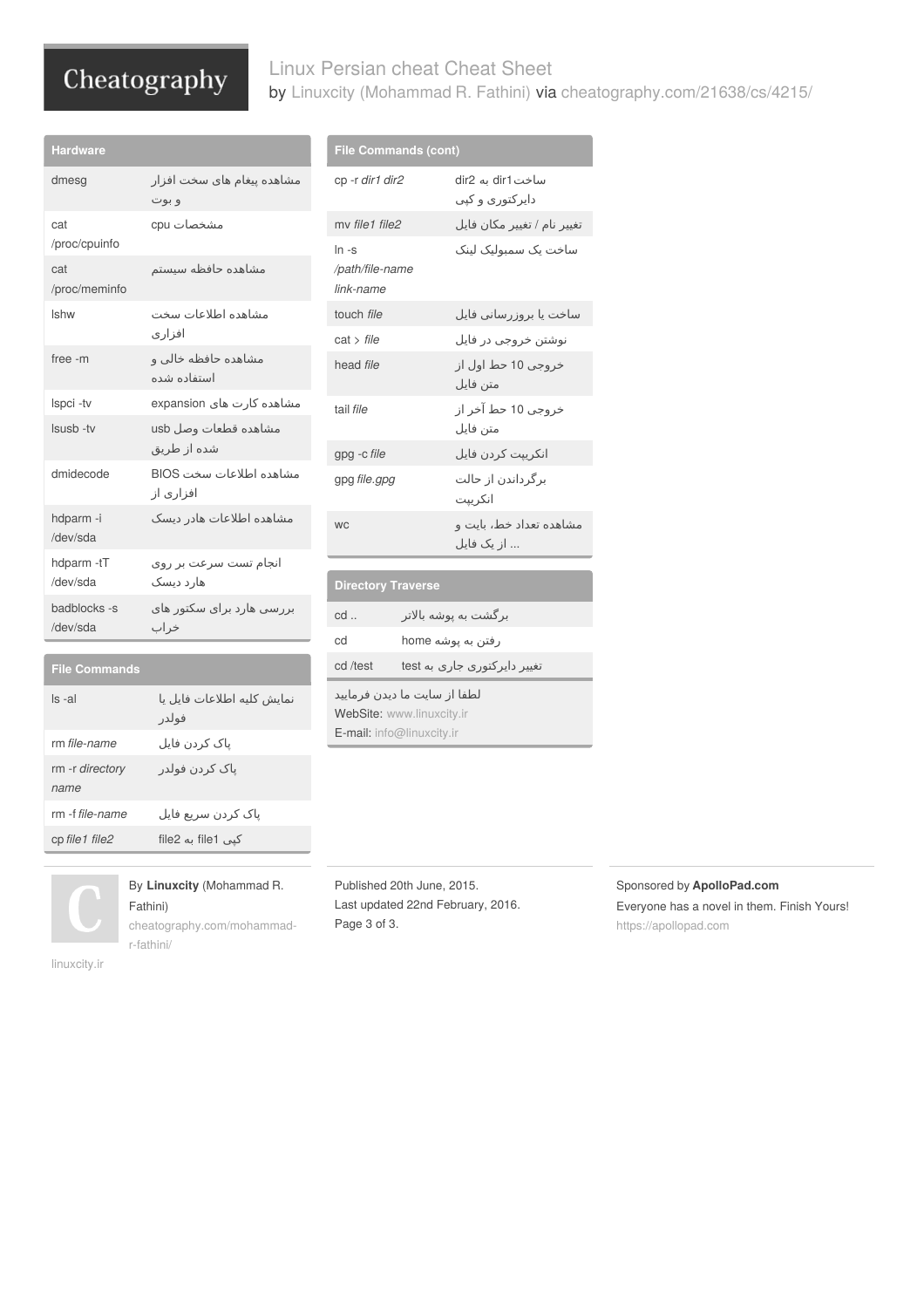# Linux Persian cheat Cheat Sheet

by Linuxcity (Mohammad R. Fathini) via cheatography.com/21638/cs/4215/

## Hardware

| | |
|---|---|
| dmesg | مشاهده پیغام های سخت افزار و بوت |
| cat /proc/cpuinfo | مشخصات cpu |
| cat /proc/meminfo | مشاهده حافظه سیستم |
| lshw | مشاهده اطلاعات سخت افزاری |
| free -m | مشاهده حافظه خالی و استفاده شده |
| lspci -tv | مشاهده کارت های expansion |
| lsusb -tv | مشاهده قطعات وصل usb شده از طریق |
| dmidecode | مشاهده اطلاعات سخت BIOS افزاری از |
| hdparm -i /dev/sda | مشاهده اطلاعات هادر دیسک |
| hdparm -tT /dev/sda | انجام تست سرعت بر روی هارد دیسک |
| badblocks -s /dev/sda | بررسی هارد برای سکتور های خراب |

## File Commands

| | |
|---|---|
| ls -al | نمایش کلیه اطلاعات فایل یا فولدر |
| rm *file-name* | پاک کردن فایل |
| rm -r *directory name* | پاک کردن فولدر |
| rm -f *file-name* | پاک کردن سریع فایل |
| cp *file1 file2* | کپی file1 به file2 |

## File Commands (cont)

| | |
|---|---|
| cp -r *dir1 dir2* | ساخت dir1 به dir2 دایرکتوری و کپی |
| mv *file1 file2* | تغییر نام / تغییر مکان فایل |
| ln -s */path/file-name link-name* | ساخت یک سمبولیک لینک |
| touch *file* | ساخت یا بروزرسانی فایل |
| cat > *file* | نوشتن خروجی در فایل |
| head *file* | خروجی 10 حط اول از متن فایل |
| tail *file* | خروجی 10 حط آخر از متن فایل |
| gpg -c *file* | انکریپت کردن فایل |
| gpg *file.gpg* | برگرداندن از حالت انکریپت |
| wc | مشاهده تعداد خط، بایت و ... از یک فایل |

## Directory Traverse

| | |
|---|---|
| cd .. | برگشت به پوشه بالاتر |
| cd | رفتن به پوشه home |
| cd /test | تغییر دایرکتوری جاری به test |

لطفا از سایت ما دیدن فرمایید

WebSite: www.linuxcity.ir

E-mail: info@linuxcity.ir

By **Linuxcity** (Mohammad R. Fathini)
cheatography.com/mohammad-r-fathini/
linuxcity.ir

Published 20th June, 2015.
Last updated 22nd February, 2016.

Sponsored by **ApolloPad.com**
Everyone has a novel in them. Finish Yours!
https://apollopad.com